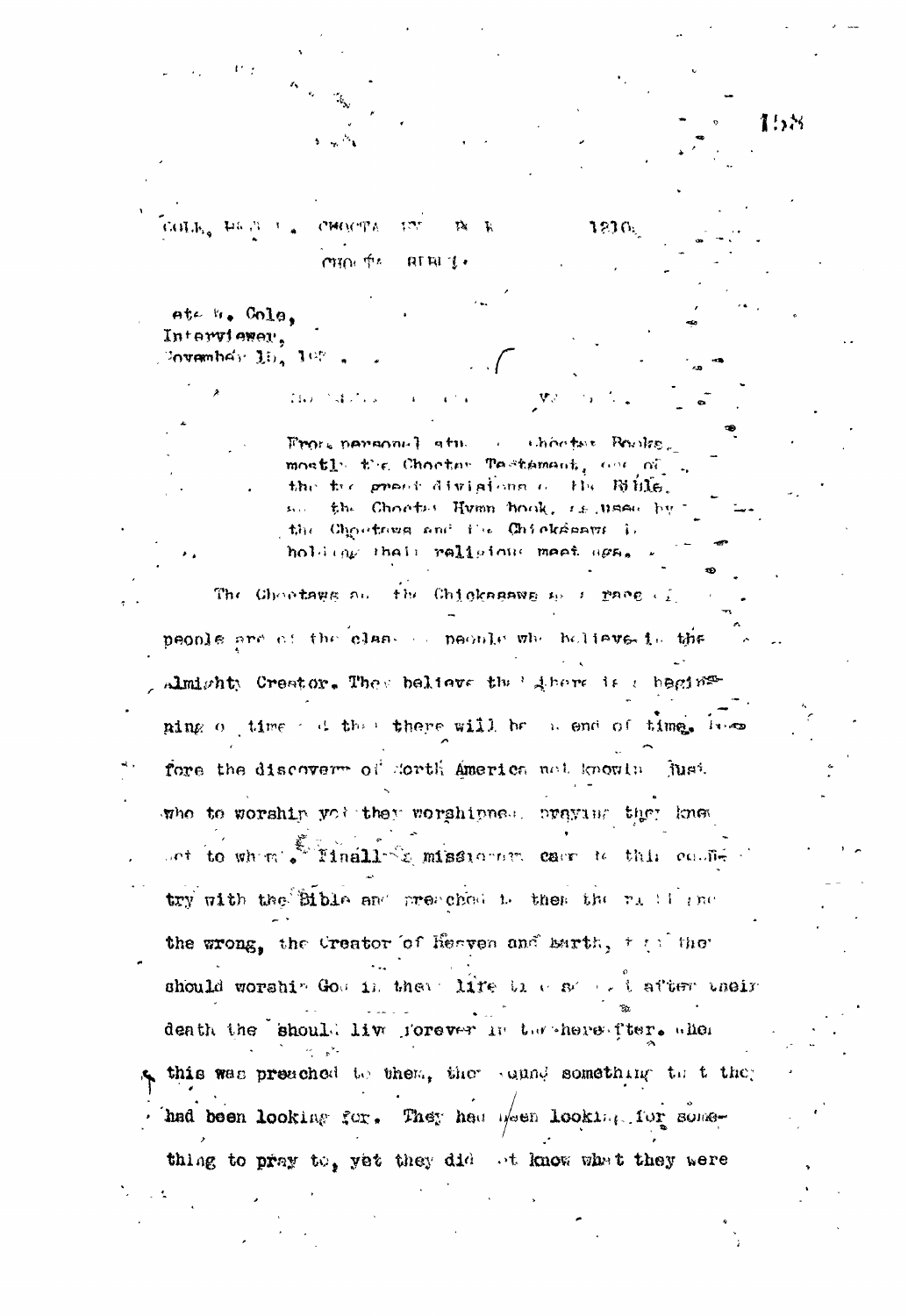COLE, HAZEL I. CHOCTAW INT. 12101.

CHOCTAW BIBLE.

Hazel B. Cole,
Interviewer,
November 15, 1937.

> From personal study of Choctaw Books, mostly the Choctaw Testament, one of the two great divisions of the Bible, and the Choctaw Hymn book, as used by the Choctaws and the Chickasaws in holding their religious meetings.

The Choctaws and the Chickasaws as a race of people are of the class of people who believe in the Almighty Creator. They believe that there is a beginning of time and that there will be an end of time. Before the discovery of North America not knowing just who to worship yet they worshipped, praying they knew not to whom. Finally, missionaries came to this country with the Bible and preached to them the right and the wrong, the Creator of Heaven and Earth, that they should worship God in their life time so that after their death they should live forever in the hereafter. When this was preached to them, they found something that they had been looking for. They had been looking for something to pray to, yet they did not know what they were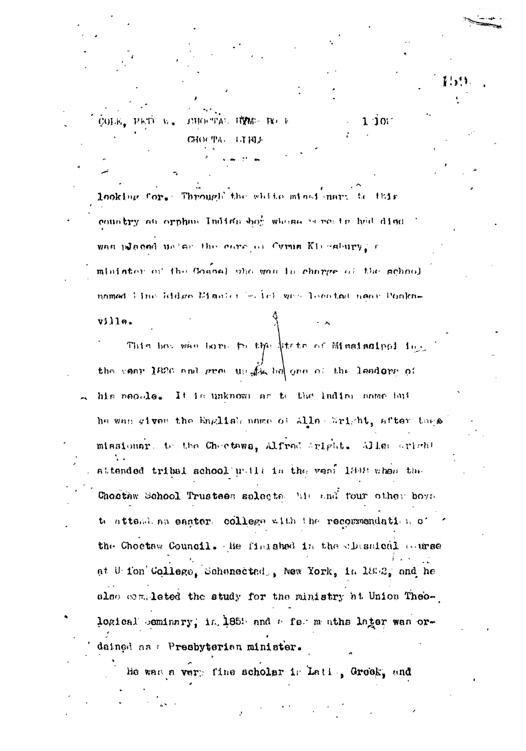looking for. Through the white missionary to this country an orphan Indian boy whose parents had died was placed under the care of Cyrus Kingsbury, a minister of the Gospel who was in charge of the school named Pine Ridge Mission which was located near Doaksville.

This boy was born in the State of Mississippi in the year 1826 and grew up to be one of the leaders of his people. It is unknown as to the Indian name but he was given the English name of Allen Wright, after the missionary to the Choctaws, Alfred Wright. Allen Wright attended tribal school until in the year 1848 when the Choctaw School Trustees selected him and four other boys to attend an eastern college with the recommendation of the Choctaw Council. He finished in the classical course at Union College, Schenectady, New York, in 1852, and he also completed the study for the ministry at Union Theological Seminary, in 1855 and a few months later was ordained as a Presbyterian minister.

He was a very fine scholar in Latin, Greek, and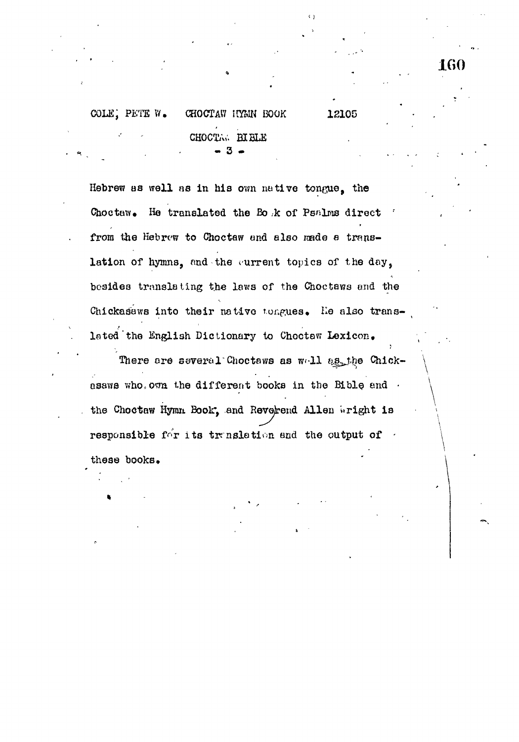Hebrew as well as in his own native tongue, the Choctaw. He translated the Book of Psalms direct from the Hebrew to Choctaw and also made a translation of hymns, and the current topics of the day, besides translating the laws of the Choctaws and the Chickasaws into their native tongues. He also translated the English Dictionary to Choctaw Lexicon.

There are several Choctaws as well as the Chickasaws who own the different books in the Bible and the Choctaw Hymn Book, and Reverend Allen Wright is responsible for its translation and the output of these books.